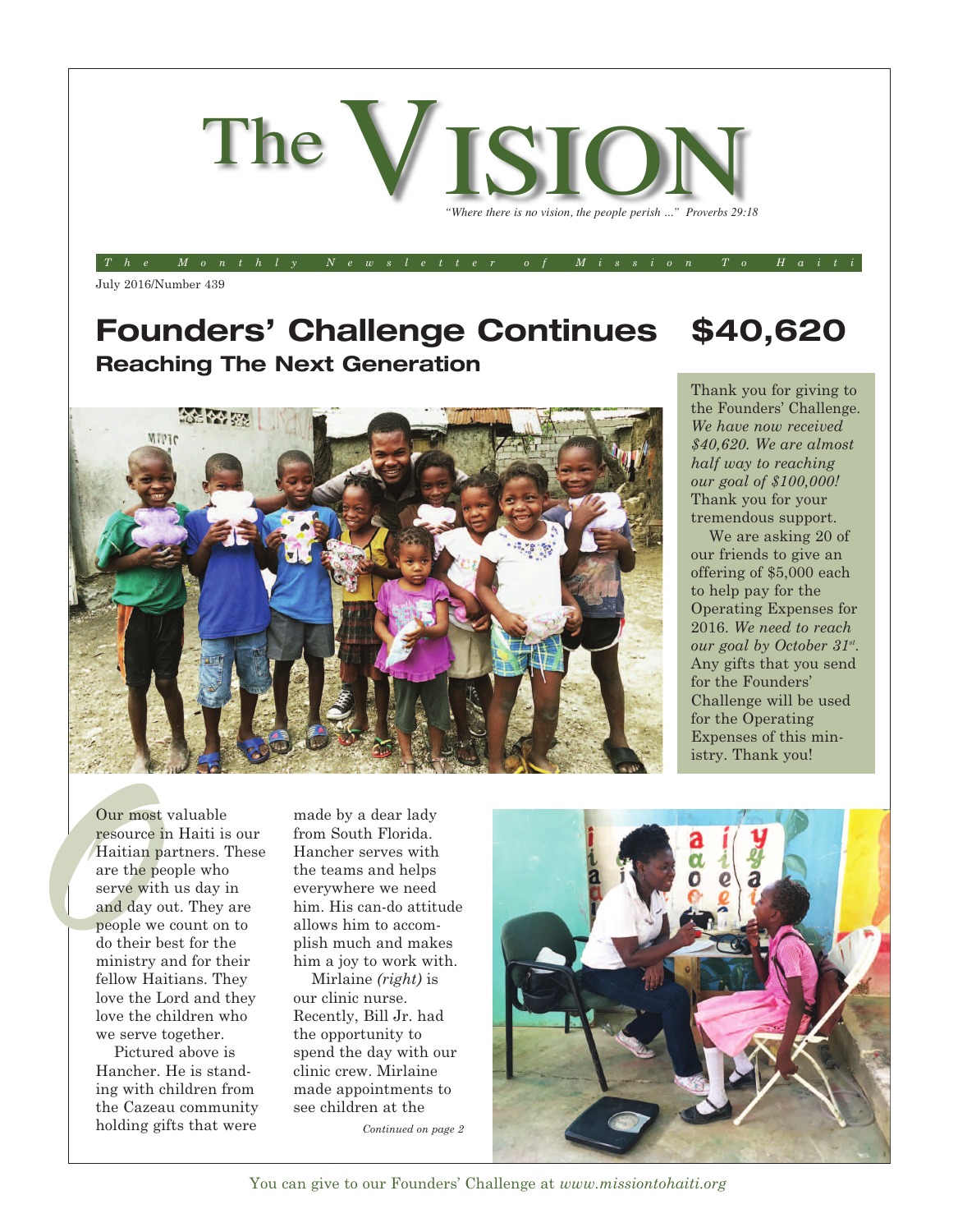# The VISION

*"Where there is no vision, the people perish ..." Proverbs 29:18*

*The Monthly Newsletter of Mission To Haiti*

July 2016/Number 439

## Founders' Challenge Continues $40,620

### Reaching The Next Generation

Thank you for giving to the Founders' Challenge. *We have now received $40,620. We are almost half way to reaching our goal of $100,000!* Thank you for your tremendous support.

We are asking 20 of our friends to give an offering of $5,000 each to help pay for the Operating Expenses for 2016. *We need to reach our goal by October 31st.* Any gifts that you send for the Founders' Challenge will be used for the Operating Expenses of this ministry. Thank you!

Our most valuable resource in Haiti is our Haitian partners. These are the people who serve with us day in and day out. They are people we count on to do their best for the ministry and for their fellow Haitians. They love the Lord and they love the children who we serve together.

Pictured above is Hancher. He is standing with children from the Cazeau community holding gifts that were made by a dear lady from South Florida. Hancher serves with the teams and helps everywhere we need him. His can-do attitude allows him to accomplish much and makes him a joy to work with.

Mirlaine *(right)* is our clinic nurse. Recently, Bill Jr. had the opportunity to spend the day with our clinic crew. Mirlaine made appointments to see children at the

*Continued on page 2*

You can give to our Founders' Challenge at *www.missiontohaiti.org*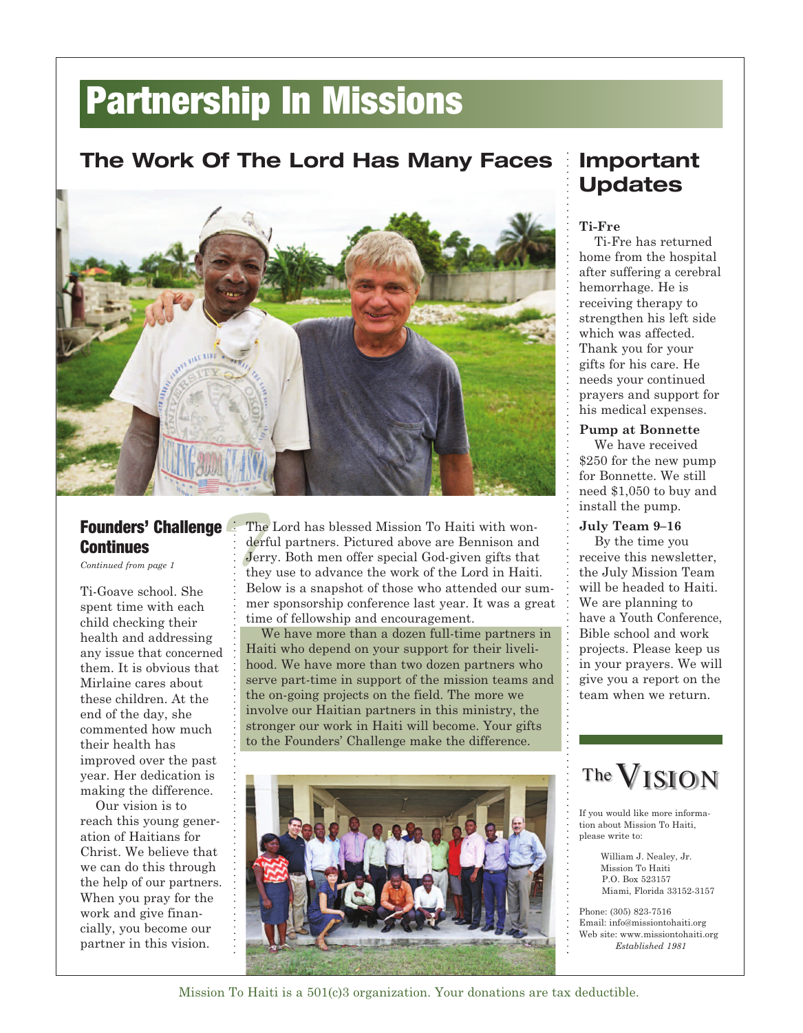# Partnership In Missions

## The Work Of The Lord Has Many Faces

The Lord has blessed Mission To Haiti with wonderful partners. Pictured above are Bennison and Jerry. Both men offer special God-given gifts that they use to advance the work of the Lord in Haiti. Below is a snapshot of those who attended our summer sponsorship conference last year. It was a great time of fellowship and encouragement.

We have more than a dozen full-time partners in Haiti who depend on your support for their livelihood. We have more than two dozen partners who serve part-time in support of the mission teams and the on-going projects on the field. The more we involve our Haitian partners in this ministry, the stronger our work in Haiti will become. Your gifts to the Founders' Challenge make the difference.

### Founders' Challenge Continues

*Continued from page 1*

Ti-Goave school. She spent time with each child checking their health and addressing any issue that concerned them. It is obvious that Mirlaine cares about these children. At the end of the day, she commented how much their health has improved over the past year. Her dedication is making the difference.

Our vision is to reach this young generation of Haitians for Christ. We believe that we can do this through the help of our partners. When you pray for the work and give financially, you become our partner in this vision.

## Important Updates

**Ti-Fre**

Ti-Fre has returned home from the hospital after suffering a cerebral hemorrhage. He is receiving therapy to strengthen his left side which was affected. Thank you for your gifts for his care. He needs your continued prayers and support for his medical expenses.

**Pump at Bonnette**

We have received $250 for the new pump for Bonnette. We still need $1,050 to buy and install the pump.

**July Team 9–16**

By the time you receive this newsletter, the July Mission Team will be headed to Haiti. We are planning to have a Youth Conference, Bible school and work projects. Please keep us in your prayers. We will give you a report on the team when we return.

### The VISION

If you would like more information about Mission To Haiti, please write to:

William J. Nealey, Jr.
Mission To Haiti
P.O. Box 523157
Miami, Florida 33152-3157

Phone: (305) 823-7516
Email: info@missiontohaiti.org
Web site: www.missiontohaiti.org
*Established 1981*

Mission To Haiti is a 501(c)3 organization. Your donations are tax deductible.